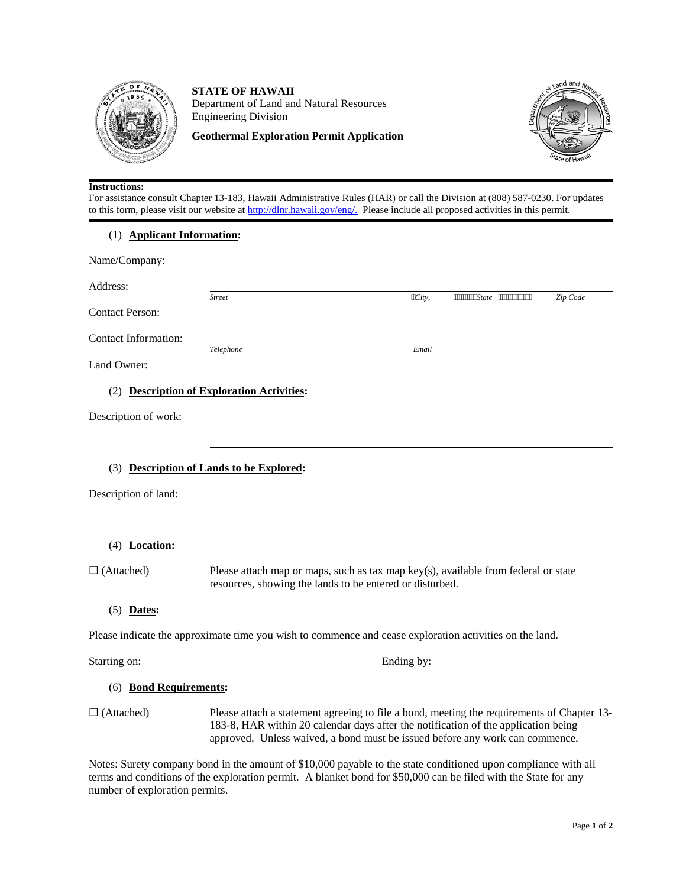**STATE OF HAWAII**
Department of Land and Natural Resources
Engineering Division

**Geothermal Exploration Permit Application**

**Instructions:**
For assistance consult Chapter 13-183, Hawaii Administrative Rules (HAR) or call the Division at (808) 587-0230. For updates to this form, please visit our website at http://dlnr.hawaii.gov/eng/. Please include all proposed activities in this permit.

## (1) Applicant Information:

Name/Company: \_\_\_\_\_\_\_\_\_\_\_\_\_\_\_\_\_\_\_\_\_\_\_\_\_\_\_\_\_\_\_\_\_\_\_\_\_\_\_\_

Address: \_\_\_\_\_\_\_\_\_\_\_\_\_\_\_\_\_\_\_\_\_\_\_\_\_\_\_\_\_\_\_\_\_\_\_\_\_\_\_\_
*Street* *City,* *State* *Zip Code*

Contact Person: \_\_\_\_\_\_\_\_\_\_\_\_\_\_\_\_\_\_\_\_\_\_\_\_\_\_\_\_\_\_\_\_\_\_\_\_\_\_\_\_

Contact Information: \_\_\_\_\_\_\_\_\_\_\_\_\_\_\_\_\_\_\_\_\_\_\_\_\_\_\_\_\_\_\_\_\_\_\_\_\_\_\_\_
*Telephone* *Email*

Land Owner: \_\_\_\_\_\_\_\_\_\_\_\_\_\_\_\_\_\_\_\_\_\_\_\_\_\_\_\_\_\_\_\_\_\_\_\_\_\_\_\_

## (2) Description of Exploration Activities:

Description of work:

\_\_\_\_\_\_\_\_\_\_\_\_\_\_\_\_\_\_\_\_\_\_\_\_\_\_\_\_\_\_\_\_\_\_\_\_\_\_\_\_

## (3) Description of Lands to be Explored:

Description of land:

\_\_\_\_\_\_\_\_\_\_\_\_\_\_\_\_\_\_\_\_\_\_\_\_\_\_\_\_\_\_\_\_\_\_\_\_\_\_\_\_

## (4) Location:

☐ (Attached) Please attach map or maps, such as tax map key(s), available from federal or state resources, showing the lands to be entered or disturbed.

## (5) Dates:

Please indicate the approximate time you wish to commence and cease exploration activities on the land.

Starting on: \_\_\_\_\_\_\_\_\_\_\_\_\_\_\_\_\_\_\_\_ Ending by: \_\_\_\_\_\_\_\_\_\_\_\_\_\_\_\_\_\_\_\_

## (6) Bond Requirements:

☐ (Attached) Please attach a statement agreeing to file a bond, meeting the requirements of Chapter 13-183-8, HAR within 20 calendar days after the notification of the application being approved. Unless waived, a bond must be issued before any work can commence.

Notes: Surety company bond in the amount of $10,000 payable to the state conditioned upon compliance with all terms and conditions of the exploration permit. A blanket bond for $50,000 can be filed with the State for any number of exploration permits.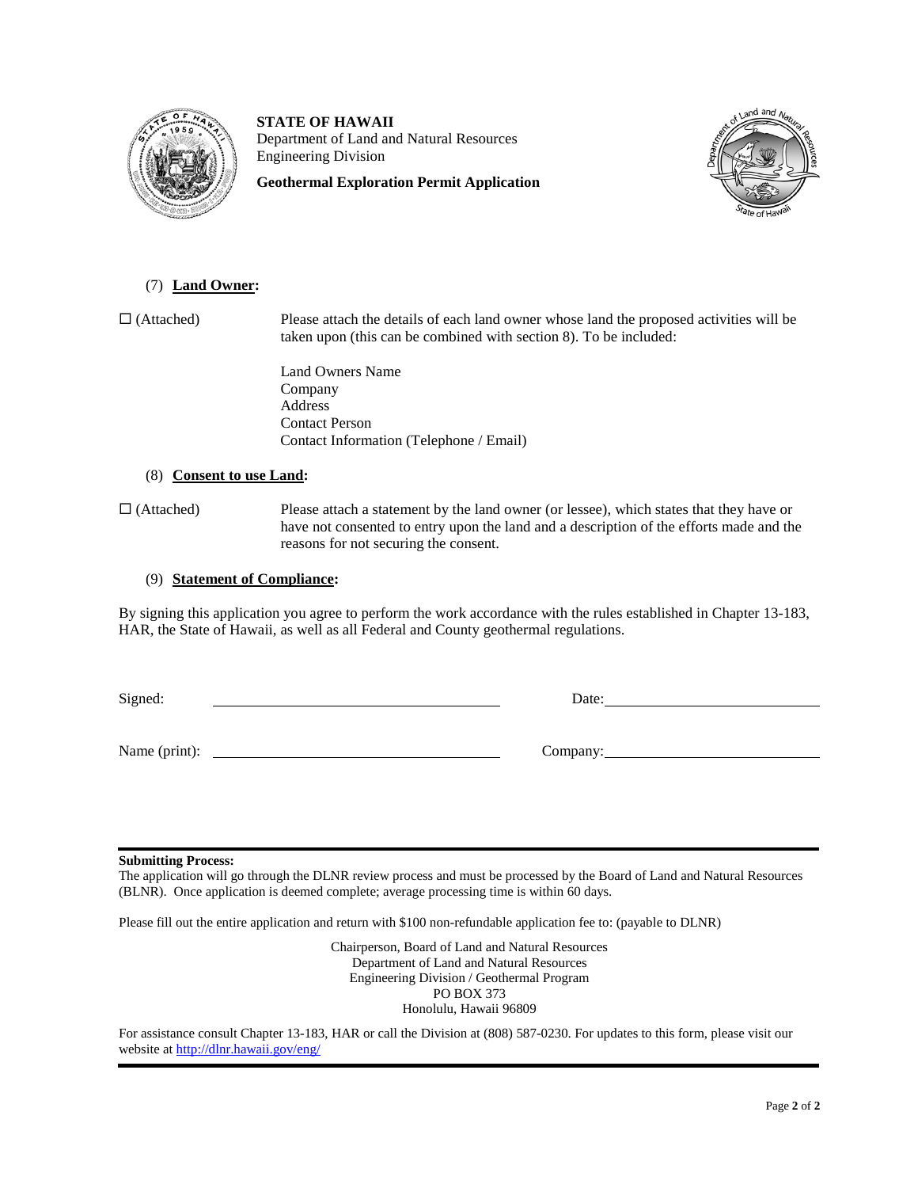**STATE OF HAWAII**
Department of Land and Natural Resources
Engineering Division

**Geothermal Exploration Permit Application**

(7) **Land Owner:**

☐ (Attached) Please attach the details of each land owner whose land the proposed activities will be taken upon (this can be combined with section 8). To be included:

Land Owners Name
Company
Address
Contact Person
Contact Information (Telephone / Email)

(8) **Consent to use Land:**

☐ (Attached) Please attach a statement by the land owner (or lessee), which states that they have or have not consented to entry upon the land and a description of the efforts made and the reasons for not securing the consent.

(9) **Statement of Compliance:**

By signing this application you agree to perform the work accordance with the rules established in Chapter 13-183, HAR, the State of Hawaii, as well as all Federal and County geothermal regulations.

Signed: ______________________ Date: ______________________

Name (print): ______________________ Company: ______________________

**Submitting Process:**
The application will go through the DLNR review process and must be processed by the Board of Land and Natural Resources (BLNR). Once application is deemed complete; average processing time is within 60 days.

Please fill out the entire application and return with $100 non-refundable application fee to: (payable to DLNR)

Chairperson, Board of Land and Natural Resources
Department of Land and Natural Resources
Engineering Division / Geothermal Program
PO BOX 373
Honolulu, Hawaii 96809

For assistance consult Chapter 13-183, HAR or call the Division at (808) 587-0230. For updates to this form, please visit our website at http://dlnr.hawaii.gov/eng/